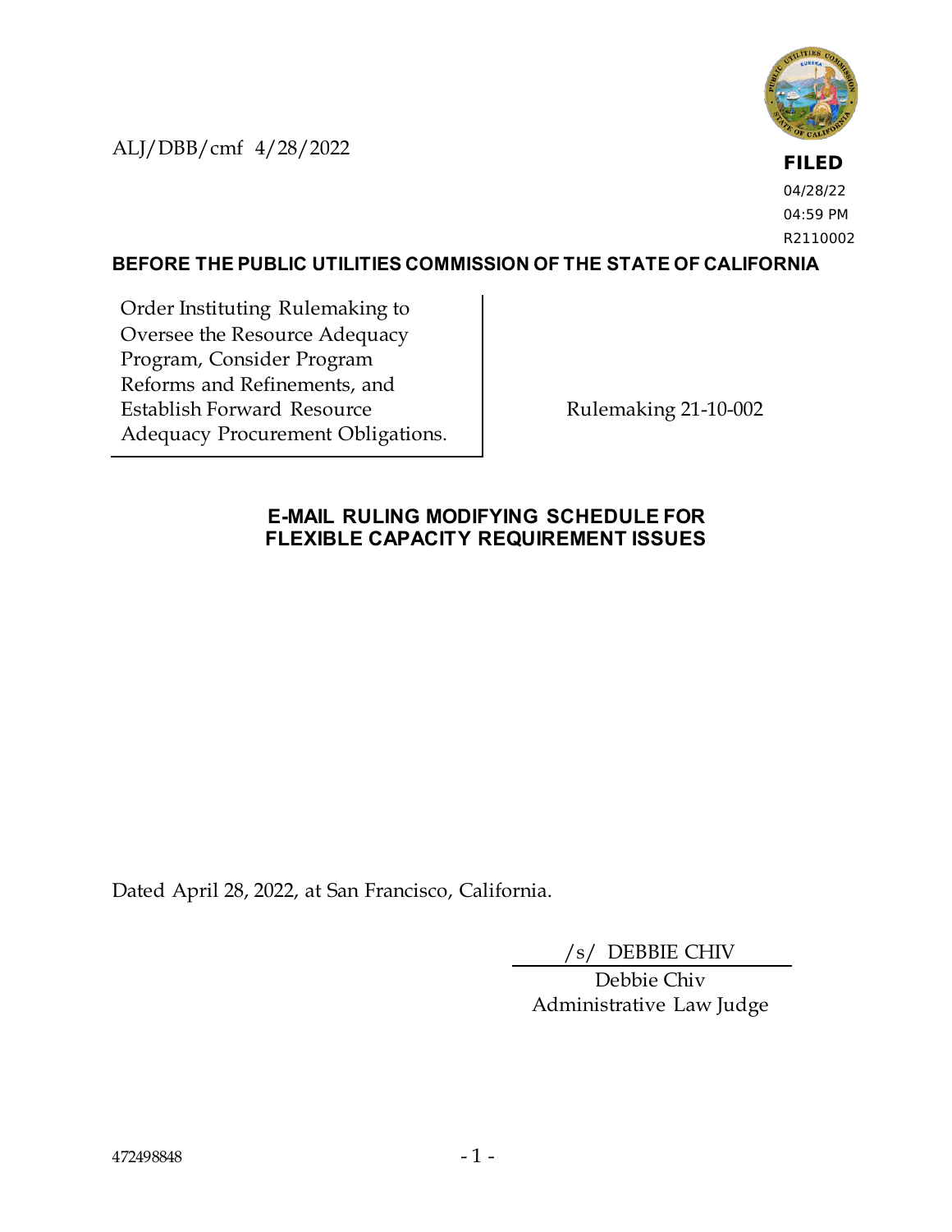ALJ/DBB/cmf 4/28/2022

**FILED**
04/28/22
04:59 PM
R2110002

**BEFORE THE PUBLIC UTILITIES COMMISSION OF THE STATE OF CALIFORNIA**

| Order Instituting Rulemaking to Oversee the Resource Adequacy Program, Consider Program Reforms and Refinements, and Establish Forward Resource Adequacy Procurement Obligations. | Rulemaking 21-10-002 |
|---|---|

## E-MAIL RULING MODIFYING SCHEDULE FOR FLEXIBLE CAPACITY REQUIREMENT ISSUES

Dated April 28, 2022, at San Francisco, California.

/s/ DEBBIE CHIV
Debbie Chiv
Administrative Law Judge

472498848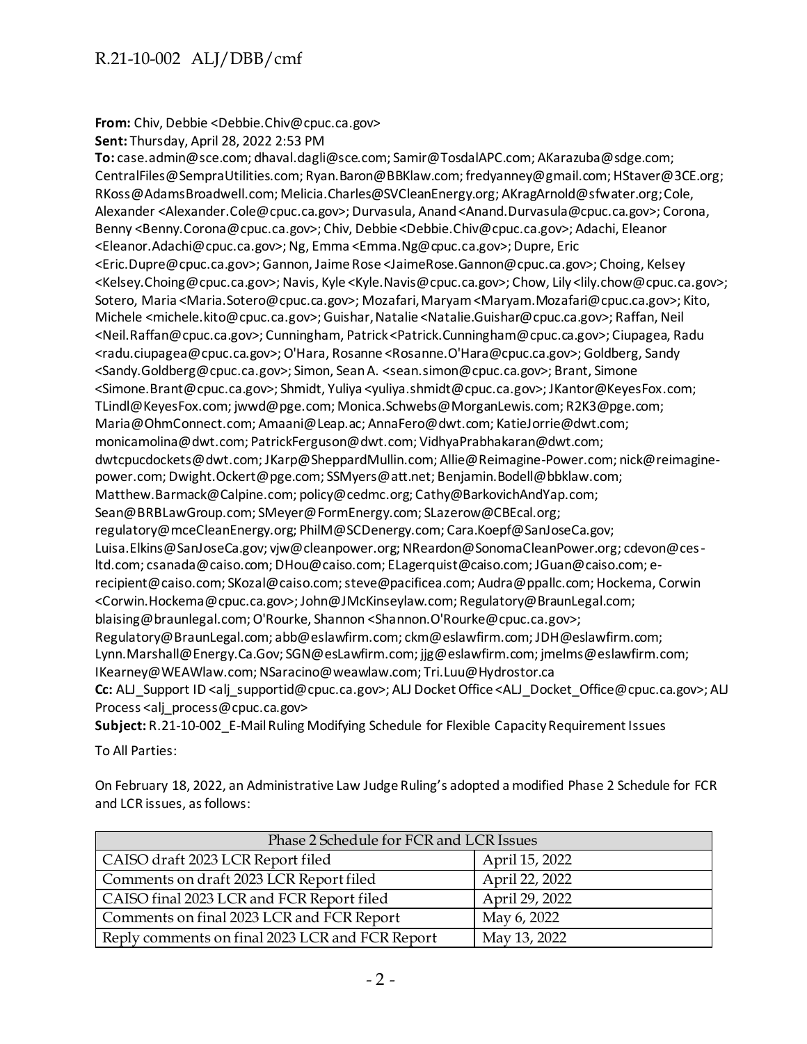**From:** Chiv, Debbie <Debbie.Chiv@cpuc.ca.gov>
**Sent:** Thursday, April 28, 2022 2:53 PM
**To:** case.admin@sce.com; dhaval.dagli@sce.com; Samir@TosdalAPC.com; AKarazuba@sdge.com; CentralFiles@SempraUtilities.com; Ryan.Baron@BBKlaw.com; fredyanney@gmail.com; HStaver@3CE.org; RKoss@AdamsBroadwell.com; Melicia.Charles@SVCleanEnergy.org; AKragArnold@sfwater.org; Cole, Alexander <Alexander.Cole@cpuc.ca.gov>; Durvasula, Anand <Anand.Durvasula@cpuc.ca.gov>; Corona, Benny <Benny.Corona@cpuc.ca.gov>; Chiv, Debbie <Debbie.Chiv@cpuc.ca.gov>; Adachi, Eleanor <Eleanor.Adachi@cpuc.ca.gov>; Ng, Emma <Emma.Ng@cpuc.ca.gov>; Dupre, Eric <Eric.Dupre@cpuc.ca.gov>; Gannon, Jaime Rose <JaimeRose.Gannon@cpuc.ca.gov>; Choing, Kelsey <Kelsey.Choing@cpuc.ca.gov>; Navis, Kyle <Kyle.Navis@cpuc.ca.gov>; Chow, Lily <lily.chow@cpuc.ca.gov>; Sotero, Maria <Maria.Sotero@cpuc.ca.gov>; Mozafari, Maryam <Maryam.Mozafari@cpuc.ca.gov>; Kito, Michele <michele.kito@cpuc.ca.gov>; Guishar, Natalie <Natalie.Guishar@cpuc.ca.gov>; Raffan, Neil <Neil.Raffan@cpuc.ca.gov>; Cunningham, Patrick <Patrick.Cunningham@cpuc.ca.gov>; Ciupagea, Radu <radu.ciupagea@cpuc.ca.gov>; O'Hara, Rosanne <Rosanne.O'Hara@cpuc.ca.gov>; Goldberg, Sandy <Sandy.Goldberg@cpuc.ca.gov>; Simon, Sean A. <sean.simon@cpuc.ca.gov>; Brant, Simone <Simone.Brant@cpuc.ca.gov>; Shmidt, Yuliya <yuliya.shmidt@cpuc.ca.gov>; JKantor@KeyesFox.com; TLindl@KeyesFox.com; jwwd@pge.com; Monica.Schwebs@MorganLewis.com; R2K3@pge.com; Maria@OhmConnect.com; Amaani@Leap.ac; AnnaFero@dwt.com; KatieJorrie@dwt.com; monicamolina@dwt.com; PatrickFerguson@dwt.com; VidhyaPrabhakaran@dwt.com; dwtcpucdockets@dwt.com; JKarp@SheppardMullin.com; Allie@Reimagine-Power.com; nick@reimagine-power.com; Dwight.Ockert@pge.com; SSMyers@att.net; Benjamin.Bodell@bbklaw.com; Matthew.Barmack@Calpine.com; policy@cedmc.org; Cathy@BarkovichAndYap.com; Sean@BRBLawGroup.com; SMeyer@FormEnergy.com; SLazerow@CBEcal.org; regulatory@mceCleanEnergy.org; PhilM@SCDenergy.com; Cara.Koepf@SanJoseCa.gov; Luisa.Elkins@SanJoseCa.gov; vjw@cleanpower.org; NReardon@SonomaCleanPower.org; cdevon@ces-ltd.com; csanada@caiso.com; DHou@caiso.com; ELagerquist@caiso.com; JGuan@caiso.com; e-recipient@caiso.com; SKozal@caiso.com; steve@pacificea.com; Audra@ppallc.com; Hockema, Corwin <Corwin.Hockema@cpuc.ca.gov>; John@JMcKinseylaw.com; Regulatory@BraunLegal.com; blaising@braunlegal.com; O'Rourke, Shannon <Shannon.O'Rourke@cpuc.ca.gov>; Regulatory@BraunLegal.com; abb@eslawfirm.com; ckm@eslawfirm.com; JDH@eslawfirm.com; Lynn.Marshall@Energy.Ca.Gov; SGN@esLawfirm.com; jjg@eslawfirm.com; jmelms@eslawfirm.com; IKearney@WEAWlaw.com; NSaracino@weawlaw.com; Tri.Luu@Hydrostor.ca
**Cc:** ALJ_Support ID <alj_supportid@cpuc.ca.gov>; ALJ Docket Office <ALJ_Docket_Office@cpuc.ca.gov>; ALJ Process <alj_process@cpuc.ca.gov>
**Subject:** R.21-10-002_E-Mail Ruling Modifying Schedule for Flexible Capacity Requirement Issues

To All Parties:

On February 18, 2022, an Administrative Law Judge Ruling's adopted a modified Phase 2 Schedule for FCR and LCR issues, as follows:

| Phase 2 Schedule for FCR and LCR Issues | |
|---|---|
| CAISO draft 2023 LCR Report filed | April 15, 2022 |
| Comments on draft 2023 LCR Report filed | April 22, 2022 |
| CAISO final 2023 LCR and FCR Report filed | April 29, 2022 |
| Comments on final 2023 LCR and FCR Report | May 6, 2022 |
| Reply comments on final 2023 LCR and FCR Report | May 13, 2022 |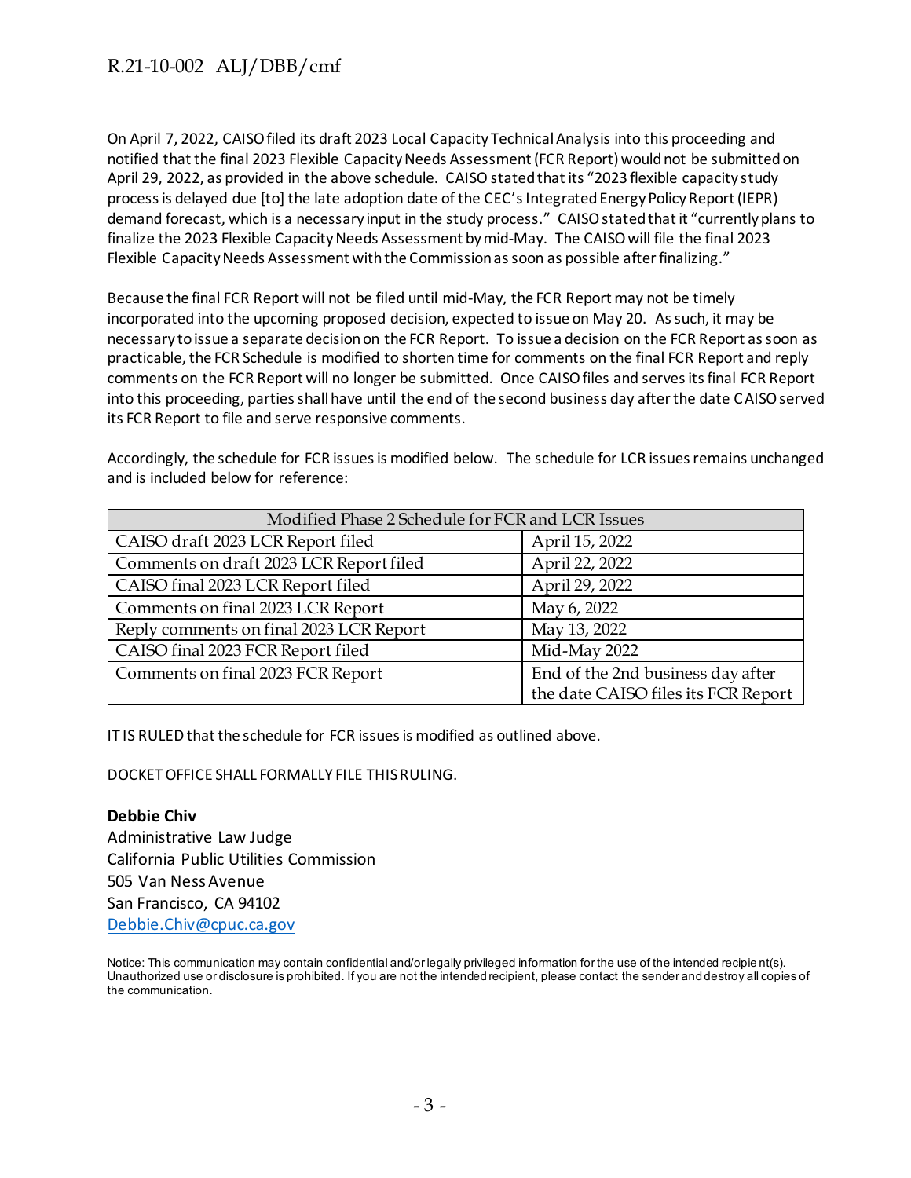On April 7, 2022, CAISO filed its draft 2023 Local Capacity Technical Analysis into this proceeding and notified that the final 2023 Flexible Capacity Needs Assessment (FCR Report) would not be submitted on April 29, 2022, as provided in the above schedule. CAISO stated that its "2023 flexible capacity study process is delayed due [to] the late adoption date of the CEC's Integrated Energy Policy Report (IEPR) demand forecast, which is a necessary input in the study process." CAISO stated that it "currently plans to finalize the 2023 Flexible Capacity Needs Assessment by mid-May. The CAISO will file the final 2023 Flexible Capacity Needs Assessment with the Commission as soon as possible after finalizing."

Because the final FCR Report will not be filed until mid-May, the FCR Report may not be timely incorporated into the upcoming proposed decision, expected to issue on May 20. As such, it may be necessary to issue a separate decision on the FCR Report. To issue a decision on the FCR Report as soon as practicable, the FCR Schedule is modified to shorten time for comments on the final FCR Report and reply comments on the FCR Report will no longer be submitted. Once CAISO files and serves its final FCR Report into this proceeding, parties shall have until the end of the second business day after the date CAISO served its FCR Report to file and serve responsive comments.

Accordingly, the schedule for FCR issues is modified below. The schedule for LCR issues remains unchanged and is included below for reference:

| Modified Phase 2 Schedule for FCR and LCR Issues | |
|---|---|
| CAISO draft 2023 LCR Report filed | April 15, 2022 |
| Comments on draft 2023 LCR Report filed | April 22, 2022 |
| CAISO final 2023 LCR Report filed | April 29, 2022 |
| Comments on final 2023 LCR Report | May 6, 2022 |
| Reply comments on final 2023 LCR Report | May 13, 2022 |
| CAISO final 2023 FCR Report filed | Mid-May 2022 |
| Comments on final 2023 FCR Report | End of the 2nd business day after the date CAISO files its FCR Report |

IT IS RULED that the schedule for FCR issues is modified as outlined above.

DOCKET OFFICE SHALL FORMALLY FILE THIS RULING.

**Debbie Chiv**
Administrative Law Judge
California Public Utilities Commission
505 Van Ness Avenue
San Francisco, CA 94102
Debbie.Chiv@cpuc.ca.gov

Notice: This communication may contain confidential and/or legally privileged information for the use of the intended recipient(s). Unauthorized use or disclosure is prohibited. If you are not the intended recipient, please contact the sender and destroy all copies of the communication.